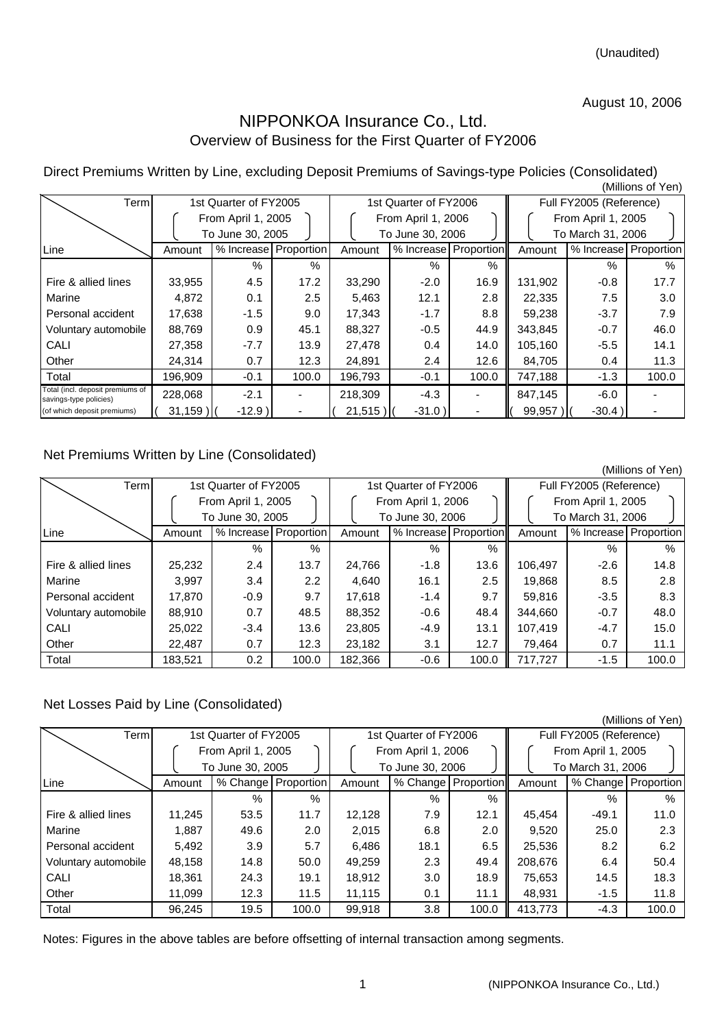(Unaudited)

August 10, 2006

# NIPPONKOA Insurance Co., Ltd.
## Overview of Business for the First Quarter of FY2006

### Direct Premiums Written by Line, excluding Deposit Premiums of Savings-type Policies (Consolidated)

(Millions of Yen)

| Term | 1st Quarter of FY2005 (From April 1, 2005 To June 30, 2005) | | | 1st Quarter of FY2006 (From April 1, 2006 To June 30, 2006) | | | Full FY2005 (Reference) (From April 1, 2005 To March 31, 2006) | | |
|---|---|---|---|---|---|---|---|---|---|
| Line | Amount | % Increase | Proportion | Amount | % Increase | Proportion | Amount | % Increase | Proportion |
| | | % | % | | % | % | | % | % |
| Fire & allied lines | 33,955 | 4.5 | 17.2 | 33,290 | -2.0 | 16.9 | 131,902 | -0.8 | 17.7 |
| Marine | 4,872 | 0.1 | 2.5 | 5,463 | 12.1 | 2.8 | 22,335 | 7.5 | 3.0 |
| Personal accident | 17,638 | -1.5 | 9.0 | 17,343 | -1.7 | 8.8 | 59,238 | -3.7 | 7.9 |
| Voluntary automobile | 88,769 | 0.9 | 45.1 | 88,327 | -0.5 | 44.9 | 343,845 | -0.7 | 46.0 |
| CALI | 27,358 | -7.7 | 13.9 | 27,478 | 0.4 | 14.0 | 105,160 | -5.5 | 14.1 |
| Other | 24,314 | 0.7 | 12.3 | 24,891 | 2.4 | 12.6 | 84,705 | 0.4 | 11.3 |
| Total | 196,909 | -0.1 | 100.0 | 196,793 | -0.1 | 100.0 | 747,188 | -1.3 | 100.0 |
| Total (incl. deposit premiums of savings-type policies) | 228,068 | -2.1 | - | 218,309 | -4.3 | - | 847,145 | -6.0 | - |
| (of which deposit premiums) | ( 31,159 ) | ( -12.9 ) | - | ( 21,515 ) | ( -31.0 ) | - | ( 99,957 ) | ( -30.4 ) | - |

### Net Premiums Written by Line (Consolidated)

(Millions of Yen)

| Term | 1st Quarter of FY2005 (From April 1, 2005 To June 30, 2005) | | | 1st Quarter of FY2006 (From April 1, 2006 To June 30, 2006) | | | Full FY2005 (Reference) (From April 1, 2005 To March 31, 2006) | | |
|---|---|---|---|---|---|---|---|---|---|
| Line | Amount | % Increase | Proportion | Amount | % Increase | Proportion | Amount | % Increase | Proportion |
| | | % | % | | % | % | | % | % |
| Fire & allied lines | 25,232 | 2.4 | 13.7 | 24,766 | -1.8 | 13.6 | 106,497 | -2.6 | 14.8 |
| Marine | 3,997 | 3.4 | 2.2 | 4,640 | 16.1 | 2.5 | 19,868 | 8.5 | 2.8 |
| Personal accident | 17,870 | -0.9 | 9.7 | 17,618 | -1.4 | 9.7 | 59,816 | -3.5 | 8.3 |
| Voluntary automobile | 88,910 | 0.7 | 48.5 | 88,352 | -0.6 | 48.4 | 344,660 | -0.7 | 48.0 |
| CALI | 25,022 | -3.4 | 13.6 | 23,805 | -4.9 | 13.1 | 107,419 | -4.7 | 15.0 |
| Other | 22,487 | 0.7 | 12.3 | 23,182 | 3.1 | 12.7 | 79,464 | 0.7 | 11.1 |
| Total | 183,521 | 0.2 | 100.0 | 182,366 | -0.6 | 100.0 | 717,727 | -1.5 | 100.0 |

### Net Losses Paid by Line (Consolidated)

(Millions of Yen)

| Term | 1st Quarter of FY2005 (From April 1, 2005 To June 30, 2005) | | | 1st Quarter of FY2006 (From April 1, 2006 To June 30, 2006) | | | Full FY2005 (Reference) (From April 1, 2005 To March 31, 2006) | | |
|---|---|---|---|---|---|---|---|---|---|
| Line | Amount | % Change | Proportion | Amount | % Change | Proportion | Amount | % Change | Proportion |
| | | % | % | | % | % | | % | % |
| Fire & allied lines | 11,245 | 53.5 | 11.7 | 12,128 | 7.9 | 12.1 | 45,454 | -49.1 | 11.0 |
| Marine | 1,887 | 49.6 | 2.0 | 2,015 | 6.8 | 2.0 | 9,520 | 25.0 | 2.3 |
| Personal accident | 5,492 | 3.9 | 5.7 | 6,486 | 18.1 | 6.5 | 25,536 | 8.2 | 6.2 |
| Voluntary automobile | 48,158 | 14.8 | 50.0 | 49,259 | 2.3 | 49.4 | 208,676 | 6.4 | 50.4 |
| CALI | 18,361 | 24.3 | 19.1 | 18,912 | 3.0 | 18.9 | 75,653 | 14.5 | 18.3 |
| Other | 11,099 | 12.3 | 11.5 | 11,115 | 0.1 | 11.1 | 48,931 | -1.5 | 11.8 |
| Total | 96,245 | 19.5 | 100.0 | 99,918 | 3.8 | 100.0 | 413,773 | -4.3 | 100.0 |

Notes: Figures in the above tables are before offsetting of internal transaction among segments.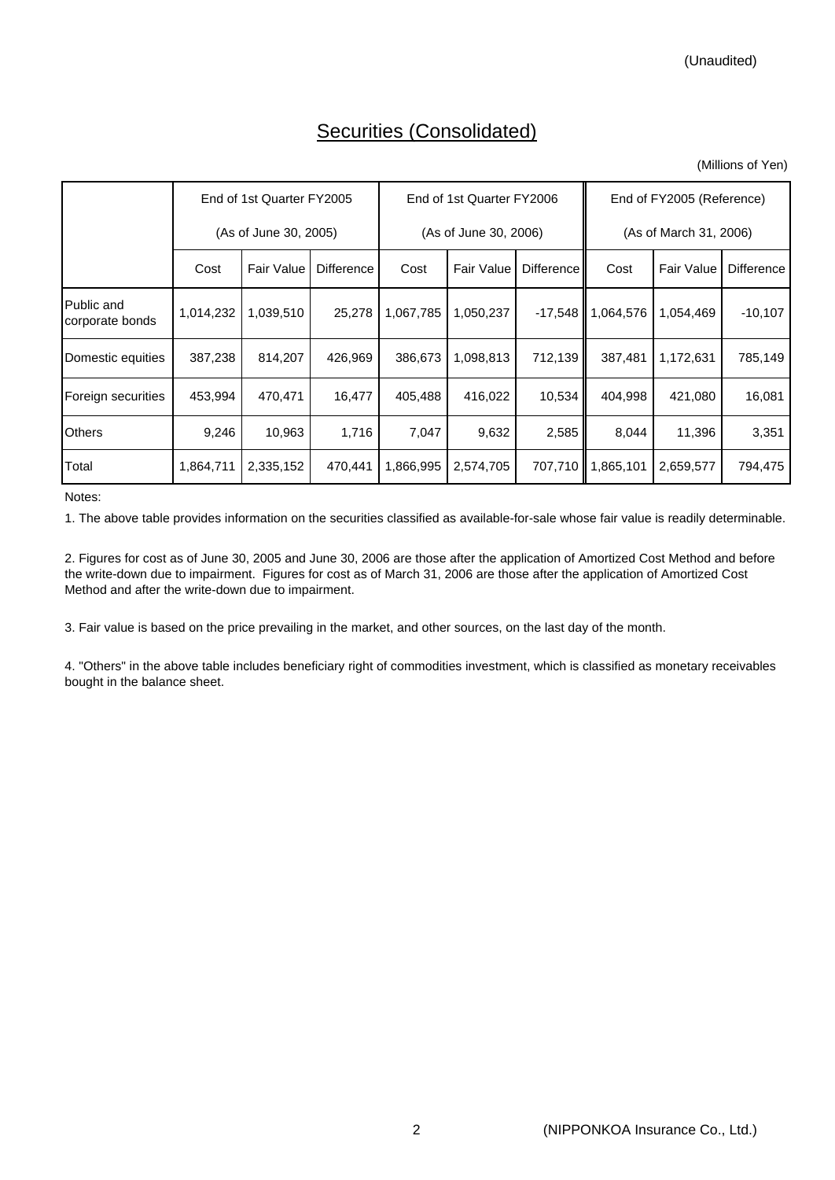(Unaudited)

# Securities (Consolidated)

(Millions of Yen)

| | End of 1st Quarter FY2005 (As of June 30, 2005) | | | End of 1st Quarter FY2006 (As of June 30, 2006) | | | End of FY2005 (Reference) (As of March 31, 2006) | | |
|---|---|---|---|---|---|---|---|---|---|
| | Cost | Fair Value | Difference | Cost | Fair Value | Difference | Cost | Fair Value | Difference |
| Public and corporate bonds | 1,014,232 | 1,039,510 | 25,278 | 1,067,785 | 1,050,237 | -17,548 | 1,064,576 | 1,054,469 | -10,107 |
| Domestic equities | 387,238 | 814,207 | 426,969 | 386,673 | 1,098,813 | 712,139 | 387,481 | 1,172,631 | 785,149 |
| Foreign securities | 453,994 | 470,471 | 16,477 | 405,488 | 416,022 | 10,534 | 404,998 | 421,080 | 16,081 |
| Others | 9,246 | 10,963 | 1,716 | 7,047 | 9,632 | 2,585 | 8,044 | 11,396 | 3,351 |
| Total | 1,864,711 | 2,335,152 | 470,441 | 1,866,995 | 2,574,705 | 707,710 | 1,865,101 | 2,659,577 | 794,475 |

Notes:

1. The above table provides information on the securities classified as available-for-sale whose fair value is readily determinable.

2. Figures for cost as of June 30, 2005 and June 30, 2006 are those after the application of Amortized Cost Method and before the write-down due to impairment. Figures for cost as of March 31, 2006 are those after the application of Amortized Cost Method and after the write-down due to impairment.

3. Fair value is based on the price prevailing in the market, and other sources, on the last day of the month.

4. "Others" in the above table includes beneficiary right of commodities investment, which is classified as monetary receivables bought in the balance sheet.

(NIPPONKOA Insurance Co., Ltd.)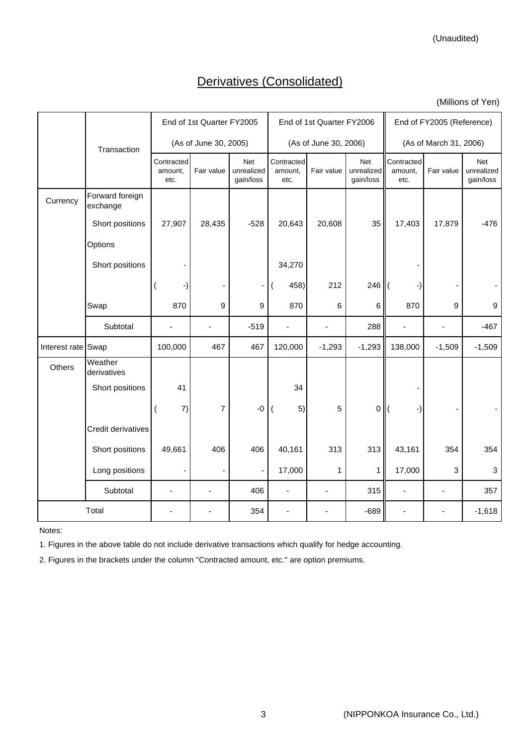(Unaudited)

# Derivatives (Consolidated)

(Millions of Yen)

| | Transaction | End of 1st Quarter FY2005 (As of June 30, 2005) | | | End of 1st Quarter FY2006 (As of June 30, 2006) | | | End of FY2005 (Reference) (As of March 31, 2006) | | |
|---|---|---|---|---|---|---|---|---|---|---|
| | | Contracted amount, etc. | Fair value | Net unrealized gain/loss | Contracted amount, etc. | Fair value | Net unrealized gain/loss | Contracted amount, etc. | Fair value | Net unrealized gain/loss |
| Currency | Forward foreign exchange | | | | | | | | | |
| | Short positions | 27,907 | 28,435 | -528 | 20,643 | 20,608 | 35 | 17,403 | 17,879 | -476 |
| | Options | | | | | | | | | |
| | Short positions | - | | | 34,270 | | | - | | |
| | | ( -) | - | - | ( 458) | 212 | 246 | ( -) | - | - |
| | Swap | 870 | 9 | 9 | 870 | 6 | 6 | 870 | 9 | 9 |
| | Subtotal | - | - | -519 | - | - | 288 | - | - | -467 |
| Interest rate | Swap | 100,000 | 467 | 467 | 120,000 | -1,293 | -1,293 | 138,000 | -1,509 | -1,509 |
| Others | Weather derivatives | | | | | | | | | |
| | Short positions | 41 | | | 34 | | | - | | |
| | | ( 7) | 7 | -0 | ( 5) | 5 | 0 | ( -) | - | - |
| | Credit derivatives | | | | | | | | | |
| | Short positions | 49,661 | 406 | 406 | 40,161 | 313 | 313 | 43,161 | 354 | 354 |
| | Long positions | - | - | - | 17,000 | 1 | 1 | 17,000 | 3 | 3 |
| | Subtotal | - | - | 406 | - | - | 315 | - | - | 357 |
| Total | | - | - | 354 | - | - | -689 | - | - | -1,618 |

Notes:

1. Figures in the above table do not include derivative transactions which qualify for hedge accounting.

2. Figures in the brackets under the column "Contracted amount, etc." are option premiums.

(NIPPONKOA Insurance Co., Ltd.)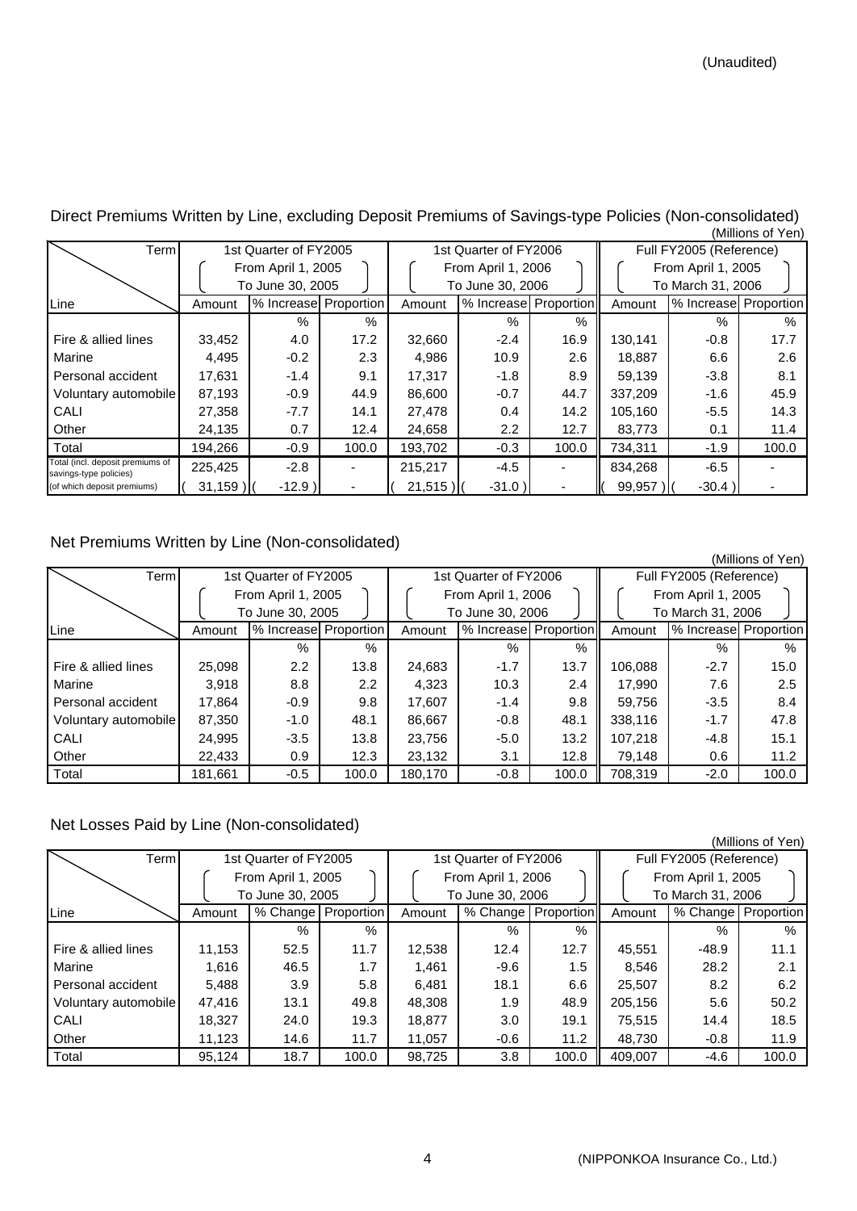(Unaudited)

## Direct Premiums Written by Line, excluding Deposit Premiums of Savings-type Policies (Non-consolidated)

(Millions of Yen)

| Term | 1st Quarter of FY2005 (From April 1, 2005 To June 30, 2005) | | | 1st Quarter of FY2006 (From April 1, 2006 To June 30, 2006) | | | Full FY2005 (Reference) (From April 1, 2005 To March 31, 2006) | | |
|---|---|---|---|---|---|---|---|---|---|
| Line | Amount | % Increase | Proportion | Amount | % Increase | Proportion | Amount | % Increase | Proportion |
| | | % | % | | % | % | | % | % |
| Fire & allied lines | 33,452 | 4.0 | 17.2 | 32,660 | -2.4 | 16.9 | 130,141 | -0.8 | 17.7 |
| Marine | 4,495 | -0.2 | 2.3 | 4,986 | 10.9 | 2.6 | 18,887 | 6.6 | 2.6 |
| Personal accident | 17,631 | -1.4 | 9.1 | 17,317 | -1.8 | 8.9 | 59,139 | -3.8 | 8.1 |
| Voluntary automobile | 87,193 | -0.9 | 44.9 | 86,600 | -0.7 | 44.7 | 337,209 | -1.6 | 45.9 |
| CALI | 27,358 | -7.7 | 14.1 | 27,478 | 0.4 | 14.2 | 105,160 | -5.5 | 14.3 |
| Other | 24,135 | 0.7 | 12.4 | 24,658 | 2.2 | 12.7 | 83,773 | 0.1 | 11.4 |
| Total | 194,266 | -0.9 | 100.0 | 193,702 | -0.3 | 100.0 | 734,311 | -1.9 | 100.0 |
| Total (incl. deposit premiums of savings-type policies) | 225,425 | -2.8 | - | 215,217 | -4.5 | - | 834,268 | -6.5 | - |
| (of which deposit premiums) | ( 31,159 ) | ( -12.9 ) | - | ( 21,515 ) | ( -31.0 ) | - | ( 99,957 ) | ( -30.4 ) | - |

## Net Premiums Written by Line (Non-consolidated)

(Millions of Yen)

| Term | 1st Quarter of FY2005 (From April 1, 2005 To June 30, 2005) | | | 1st Quarter of FY2006 (From April 1, 2006 To June 30, 2006) | | | Full FY2005 (Reference) (From April 1, 2005 To March 31, 2006) | | |
|---|---|---|---|---|---|---|---|---|---|
| Line | Amount | % Increase | Proportion | Amount | % Increase | Proportion | Amount | % Increase | Proportion |
| | | % | % | | % | % | | % | % |
| Fire & allied lines | 25,098 | 2.2 | 13.8 | 24,683 | -1.7 | 13.7 | 106,088 | -2.7 | 15.0 |
| Marine | 3,918 | 8.8 | 2.2 | 4,323 | 10.3 | 2.4 | 17,990 | 7.6 | 2.5 |
| Personal accident | 17,864 | -0.9 | 9.8 | 17,607 | -1.4 | 9.8 | 59,756 | -3.5 | 8.4 |
| Voluntary automobile | 87,350 | -1.0 | 48.1 | 86,667 | -0.8 | 48.1 | 338,116 | -1.7 | 47.8 |
| CALI | 24,995 | -3.5 | 13.8 | 23,756 | -5.0 | 13.2 | 107,218 | -4.8 | 15.1 |
| Other | 22,433 | 0.9 | 12.3 | 23,132 | 3.1 | 12.8 | 79,148 | 0.6 | 11.2 |
| Total | 181,661 | -0.5 | 100.0 | 180,170 | -0.8 | 100.0 | 708,319 | -2.0 | 100.0 |

## Net Losses Paid by Line (Non-consolidated)

(Millions of Yen)

| Term | 1st Quarter of FY2005 (From April 1, 2005 To June 30, 2005) | | | 1st Quarter of FY2006 (From April 1, 2006 To June 30, 2006) | | | Full FY2005 (Reference) (From April 1, 2005 To March 31, 2006) | | |
|---|---|---|---|---|---|---|---|---|---|
| Line | Amount | % Change | Proportion | Amount | % Change | Proportion | Amount | % Change | Proportion |
| | | % | % | | % | % | | % | % |
| Fire & allied lines | 11,153 | 52.5 | 11.7 | 12,538 | 12.4 | 12.7 | 45,551 | -48.9 | 11.1 |
| Marine | 1,616 | 46.5 | 1.7 | 1,461 | -9.6 | 1.5 | 8,546 | 28.2 | 2.1 |
| Personal accident | 5,488 | 3.9 | 5.8 | 6,481 | 18.1 | 6.6 | 25,507 | 8.2 | 6.2 |
| Voluntary automobile | 47,416 | 13.1 | 49.8 | 48,308 | 1.9 | 48.9 | 205,156 | 5.6 | 50.2 |
| CALI | 18,327 | 24.0 | 19.3 | 18,877 | 3.0 | 19.1 | 75,515 | 14.4 | 18.5 |
| Other | 11,123 | 14.6 | 11.7 | 11,057 | -0.6 | 11.2 | 48,730 | -0.8 | 11.9 |
| Total | 95,124 | 18.7 | 100.0 | 98,725 | 3.8 | 100.0 | 409,007 | -4.6 | 100.0 |

(NIPPONKOA Insurance Co., Ltd.)